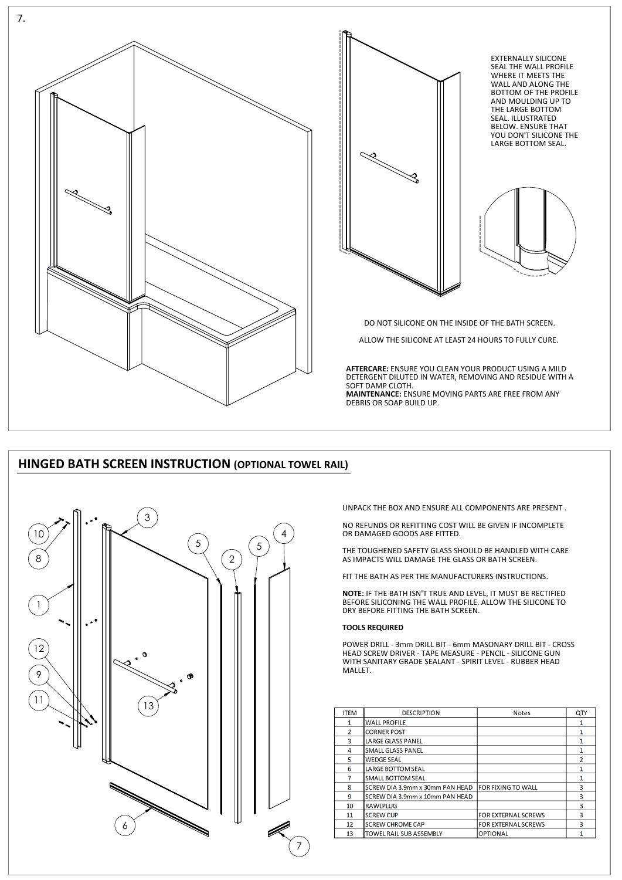7.

EXTERNALLY SILICONE SEAL THE WALL PROFILE WHERE IT MEETS THE WALL AND ALONG THE BOTTOM OF THE PROFILE AND MOULDING UP TO THE LARGE BOTTOM SEAL. ILLUSTRATED BELOW. ENSURE THAT YOU DON'T SILICONE THE LARGE BOTTOM SEAL.

DO NOT SILICONE ON THE INSIDE OF THE BATH SCREEN.

ALLOW THE SILICONE AT LEAST 24 HOURS TO FULLY CURE.

**AFTERCARE:** ENSURE YOU CLEAN YOUR PRODUCT USING A MILD DETERGENT DILUTED IN WATER, REMOVING AND RESIDUE WITH A SOFT DAMP CLOTH.
**MAINTENANCE:** ENSURE MOVING PARTS ARE FREE FROM ANY DEBRIS OR SOAP BUILD UP.

## HINGED BATH SCREEN INSTRUCTION (OPTIONAL TOWEL RAIL)

UNPACK THE BOX AND ENSURE ALL COMPONENTS ARE PRESENT .

NO REFUNDS OR REFITTING COST WILL BE GIVEN IF INCOMPLETE OR DAMAGED GOODS ARE FITTED.

THE TOUGHENED SAFETY GLASS SHOULD BE HANDLED WITH CARE AS IMPACTS WILL DAMAGE THE GLASS OR BATH SCREEN.

FIT THE BATH AS PER THE MANUFACTURERS INSTRUCTIONS.

**NOTE:** IF THE BATH ISN'T TRUE AND LEVEL, IT MUST BE RECTIFIED BEFORE SILICONING THE WALL PROFILE. ALLOW THE SILICONE TO DRY BEFORE FITTING THE BATH SCREEN.

**TOOLS REQUIRED**

POWER DRILL - 3mm DRILL BIT - 6mm MASONARY DRILL BIT - CROSS HEAD SCREW DRIVER - TAPE MEASURE - PENCIL - SILICONE GUN WITH SANITARY GRADE SEALANT - SPIRIT LEVEL - RUBBER HEAD MALLET.

| ITEM | DESCRIPTION | Notes | QTY |
|---|---|---|---|
| 1 | WALL PROFILE | | 1 |
| 2 | CORNER POST | | 1 |
| 3 | LARGE GLASS PANEL | | 1 |
| 4 | SMALL GLASS PANEL | | 1 |
| 5 | WEDGE SEAL | | 2 |
| 6 | LARGE BOTTOM SEAL | | 1 |
| 7 | SMALL BOTTOM SEAL | | 1 |
| 8 | SCREW DIA 3.9mm x 30mm PAN HEAD | FOR FIXING TO WALL | 3 |
| 9 | SCREW DIA 3.9mm x 10mm PAN HEAD | | 3 |
| 10 | RAWLPLUG | | 3 |
| 11 | SCREW CUP | FOR EXTERNAL SCREWS | 3 |
| 12 | SCREW CHROME CAP | FOR EXTERNAL SCREWS | 3 |
| 13 | TOWEL RAIL SUB ASSEMBLY | OPTIONAL | 1 |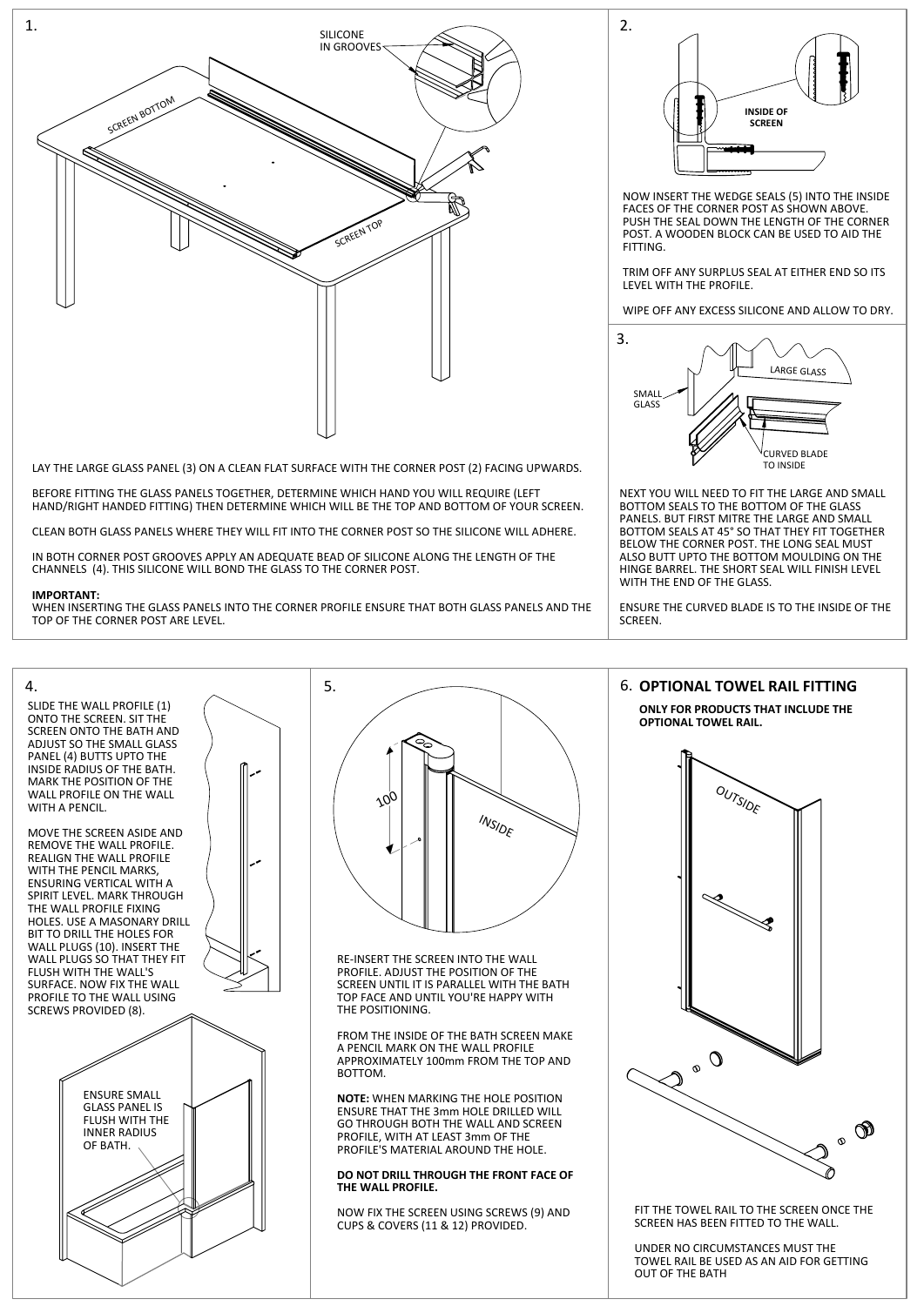## 1.

SILICONE IN GROOVES

SCREEN BOTTOM

SCREEN TOP

LAY THE LARGE GLASS PANEL (3) ON A CLEAN FLAT SURFACE WITH THE CORNER POST (2) FACING UPWARDS.

BEFORE FITTING THE GLASS PANELS TOGETHER, DETERMINE WHICH HAND YOU WILL REQUIRE (LEFT HAND/RIGHT HANDED FITTING) THEN DETERMINE WHICH WILL BE THE TOP AND BOTTOM OF YOUR SCREEN.

CLEAN BOTH GLASS PANELS WHERE THEY WILL FIT INTO THE CORNER POST SO THE SILICONE WILL ADHERE.

IN BOTH CORNER POST GROOVES APPLY AN ADEQUATE BEAD OF SILICONE ALONG THE LENGTH OF THE CHANNELS (4). THIS SILICONE WILL BOND THE GLASS TO THE CORNER POST.

**IMPORTANT:**
WHEN INSERTING THE GLASS PANELS INTO THE CORNER PROFILE ENSURE THAT BOTH GLASS PANELS AND THE TOP OF THE CORNER POST ARE LEVEL.

## 2.

INSIDE OF SCREEN

NOW INSERT THE WEDGE SEALS (5) INTO THE INSIDE FACES OF THE CORNER POST AS SHOWN ABOVE. PUSH THE SEAL DOWN THE LENGTH OF THE CORNER POST. A WOODEN BLOCK CAN BE USED TO AID THE FITTING.

TRIM OFF ANY SURPLUS SEAL AT EITHER END SO ITS LEVEL WITH THE PROFILE.

WIPE OFF ANY EXCESS SILICONE AND ALLOW TO DRY.

## 3.

LARGE GLASS

SMALL GLASS

CURVED BLADE TO INSIDE

NEXT YOU WILL NEED TO FIT THE LARGE AND SMALL BOTTOM SEALS TO THE BOTTOM OF THE GLASS PANELS. BUT FIRST MITRE THE LARGE AND SMALL BOTTOM SEALS AT 45° SO THAT THEY FIT TOGETHER BELOW THE CORNER POST. THE LONG SEAL MUST ALSO BUTT UPTO THE BOTTOM MOULDING ON THE HINGE BARREL. THE SHORT SEAL WILL FINISH LEVEL WITH THE END OF THE GLASS.

ENSURE THE CURVED BLADE IS TO THE INSIDE OF THE SCREEN.

## 4.

SLIDE THE WALL PROFILE (1) ONTO THE SCREEN. SIT THE SCREEN ONTO THE BATH AND ADJUST SO THE SMALL GLASS PANEL (4) BUTTS UPTO THE INSIDE RADIUS OF THE BATH. MARK THE POSITION OF THE WALL PROFILE ON THE WALL WITH A PENCIL.

MOVE THE SCREEN ASIDE AND REMOVE THE WALL PROFILE. REALIGN THE WALL PROFILE WITH THE PENCIL MARKS, ENSURING VERTICAL WITH A SPIRIT LEVEL. MARK THROUGH THE WALL PROFILE FIXING HOLES. USE A MASONARY DRILL BIT TO DRILL THE HOLES FOR WALL PLUGS (10). INSERT THE WALL PLUGS SO THAT THEY FIT FLUSH WITH THE WALL'S SURFACE. NOW FIX THE WALL PROFILE TO THE WALL USING SCREWS PROVIDED (8).

ENSURE SMALL GLASS PANEL IS FLUSH WITH THE INNER RADIUS OF BATH.

## 5.

100

INSIDE

RE-INSERT THE SCREEN INTO THE WALL PROFILE. ADJUST THE POSITION OF THE SCREEN UNTIL IT IS PARALLEL WITH THE BATH TOP FACE AND UNTIL YOU'RE HAPPY WITH THE POSITIONING.

FROM THE INSIDE OF THE BATH SCREEN MAKE A PENCIL MARK ON THE WALL PROFILE APPROXIMATELY 100mm FROM THE TOP AND BOTTOM.

**NOTE:** WHEN MARKING THE HOLE POSITION ENSURE THAT THE 3mm HOLE DRILLED WILL GO THROUGH BOTH THE WALL AND SCREEN PROFILE, WITH AT LEAST 3mm OF THE PROFILE'S MATERIAL AROUND THE HOLE.

**DO NOT DRILL THROUGH THE FRONT FACE OF THE WALL PROFILE.**

NOW FIX THE SCREEN USING SCREWS (9) AND CUPS & COVERS (11 & 12) PROVIDED.

## 6. OPTIONAL TOWEL RAIL FITTING

**ONLY FOR PRODUCTS THAT INCLUDE THE OPTIONAL TOWEL RAIL.**

OUTSIDE

FIT THE TOWEL RAIL TO THE SCREEN ONCE THE SCREEN HAS BEEN FITTED TO THE WALL.

UNDER NO CIRCUMSTANCES MUST THE TOWEL RAIL BE USED AS AN AID FOR GETTING OUT OF THE BATH